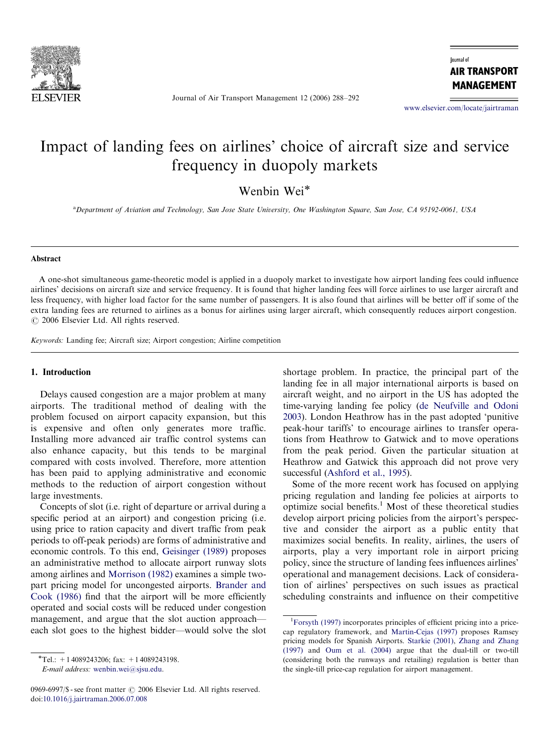# Impact of landing fees on airlines' choice of aircraft size and service frequency in duopoly markets

Wenbin Wei*

[a]Department of Aviation and Technology, San Jose State University, One Washington Square, San Jose, CA 95192-0061, USA

## Abstract

A one-shot simultaneous game-theoretic model is applied in a duopoly market to investigate how airport landing fees could influence airlines' decisions on aircraft size and service frequency. It is found that higher landing fees will force airlines to use larger aircraft and less frequency, with higher load factor for the same number of passengers. It is also found that airlines will be better off if some of the extra landing fees are returned to airlines as a bonus for airlines using larger aircraft, which consequently reduces airport congestion.
© 2006 Elsevier Ltd. All rights reserved.

*Keywords:* Landing fee; Aircraft size; Airport congestion; Airline competition

## 1. Introduction

Delays caused congestion are a major problem at many airports. The traditional method of dealing with the problem focused on airport capacity expansion, but this is expensive and often only generates more traffic. Installing more advanced air traffic control systems can also enhance capacity, but this tends to be marginal compared with costs involved. Therefore, more attention has been paid to applying administrative and economic methods to the reduction of airport congestion without large investments.

Concepts of slot (i.e. right of departure or arrival during a specific period at an airport) and congestion pricing (i.e. using price to ration capacity and divert traffic from peak periods to off-peak periods) are forms of administrative and economic controls. To this end, Geisinger (1989) proposes an administrative method to allocate airport runway slots among airlines and Morrison (1982) examines a simple two-part pricing model for uncongested airports. Brander and Cook (1986) find that the airport will be more efficiently operated and social costs will be reduced under congestion management, and argue that the slot auction approach—each slot goes to the highest bidder—would solve the slot shortage problem. In practice, the principal part of the landing fee in all major international airports is based on aircraft weight, and no airport in the US has adopted the time-varying landing fee policy (de Neufville and Odoni 2003). London Heathrow has in the past adopted 'punitive peak-hour tariffs' to encourage airlines to transfer operations from Heathrow to Gatwick and to move operations from the peak period. Given the particular situation at Heathrow and Gatwick this approach did not prove very successful (Ashford et al., 1995).

Some of the more recent work has focused on applying pricing regulation and landing fee policies at airports to optimize social benefits.[1] Most of these theoretical studies develop airport pricing policies from the airport's perspective and consider the airport as a public entity that maximizes social benefits. In reality, airlines, the users of airports, play a very important role in airport pricing policy, since the structure of landing fees influences airlines' operational and management decisions. Lack of consideration of airlines' perspectives on such issues as practical scheduling constraints and influence on their competitive

*Tel.: +1 4089243206; fax: +1 4089243198.
*E-mail address:* wenbin.wei@sjsu.edu.

0969-6997/$ - see front matter © 2006 Elsevier Ltd. All rights reserved.
doi:10.1016/j.jairtraman.2006.07.008

[1]Forsyth (1997) incorporates principles of efficient pricing into a price-cap regulatory framework, and Martin-Cejas (1997) proposes Ramsey pricing models for Spanish Airports. Starkie (2001), Zhang and Zhang (1997) and Oum et al. (2004) argue that the dual-till or two-till (considering both the runways and retailing) regulation is better than the single-till price-cap regulation for airport management.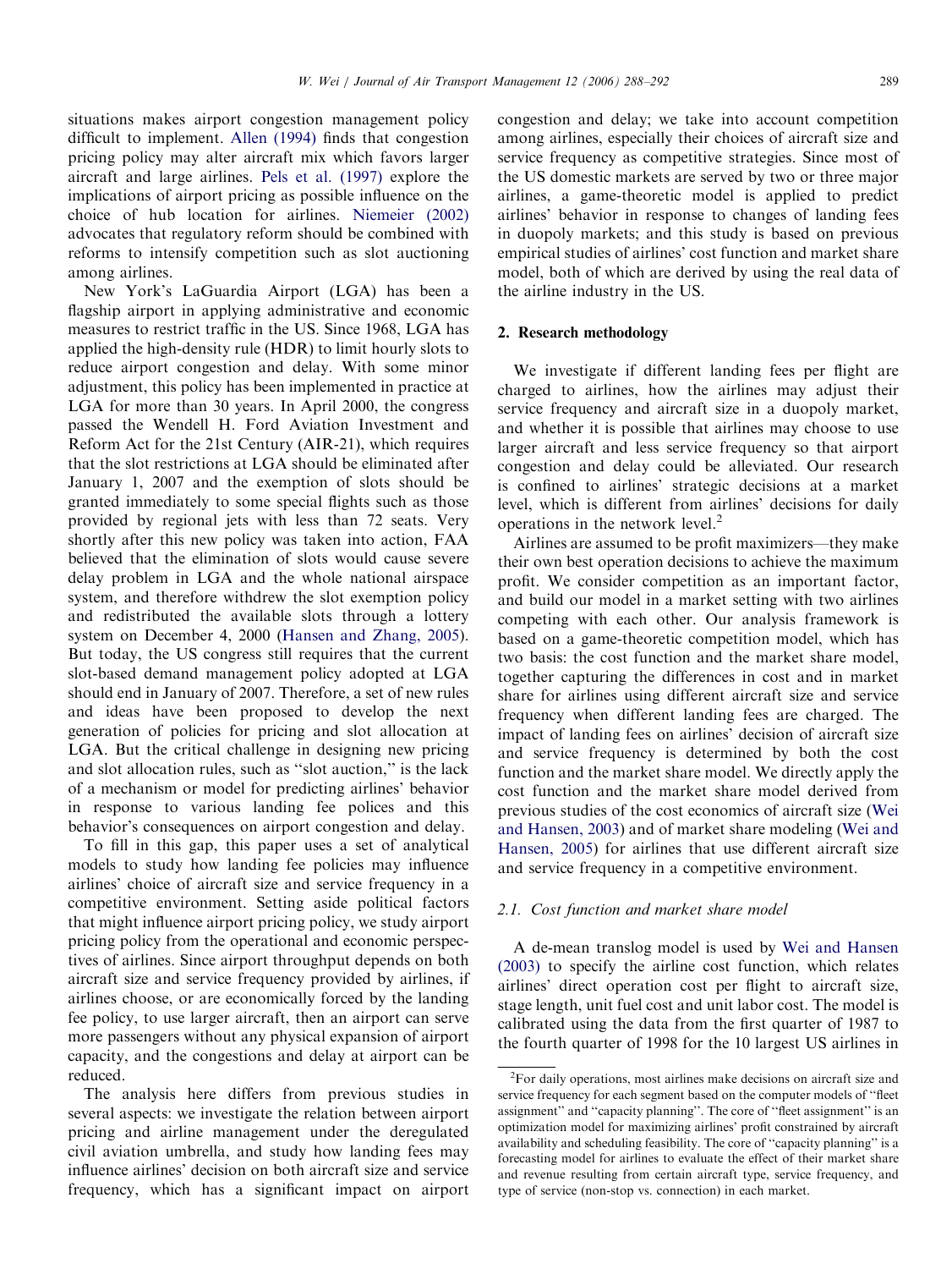situations makes airport congestion management policy difficult to implement. Allen (1994) finds that congestion pricing policy may alter aircraft mix which favors larger aircraft and large airlines. Pels et al. (1997) explore the implications of airport pricing as possible influence on the choice of hub location for airlines. Niemeier (2002) advocates that regulatory reform should be combined with reforms to intensify competition such as slot auctioning among airlines.

New York's LaGuardia Airport (LGA) has been a flagship airport in applying administrative and economic measures to restrict traffic in the US. Since 1968, LGA has applied the high-density rule (HDR) to limit hourly slots to reduce airport congestion and delay. With some minor adjustment, this policy has been implemented in practice at LGA for more than 30 years. In April 2000, the congress passed the Wendell H. Ford Aviation Investment and Reform Act for the 21st Century (AIR-21), which requires that the slot restrictions at LGA should be eliminated after January 1, 2007 and the exemption of slots should be granted immediately to some special flights such as those provided by regional jets with less than 72 seats. Very shortly after this new policy was taken into action, FAA believed that the elimination of slots would cause severe delay problem in LGA and the whole national airspace system, and therefore withdrew the slot exemption policy and redistributed the available slots through a lottery system on December 4, 2000 (Hansen and Zhang, 2005). But today, the US congress still requires that the current slot-based demand management policy adopted at LGA should end in January of 2007. Therefore, a set of new rules and ideas have been proposed to develop the next generation of policies for pricing and slot allocation at LGA. But the critical challenge in designing new pricing and slot allocation rules, such as "slot auction," is the lack of a mechanism or model for predicting airlines' behavior in response to various landing fee polices and this behavior's consequences on airport congestion and delay.

To fill in this gap, this paper uses a set of analytical models to study how landing fee policies may influence airlines' choice of aircraft size and service frequency in a competitive environment. Setting aside political factors that might influence airport pricing policy, we study airport pricing policy from the operational and economic perspectives of airlines. Since airport throughput depends on both aircraft size and service frequency provided by airlines, if airlines choose, or are economically forced by the landing fee policy, to use larger aircraft, then an airport can serve more passengers without any physical expansion of airport capacity, and the congestions and delay at airport can be reduced.

The analysis here differs from previous studies in several aspects: we investigate the relation between airport pricing and airline management under the deregulated civil aviation umbrella, and study how landing fees may influence airlines' decision on both aircraft size and service frequency, which has a significant impact on airport congestion and delay; we take into account competition among airlines, especially their choices of aircraft size and service frequency as competitive strategies. Since most of the US domestic markets are served by two or three major airlines, a game-theoretic model is applied to predict airlines' behavior in response to changes of landing fees in duopoly markets; and this study is based on previous empirical studies of airlines' cost function and market share model, both of which are derived by using the real data of the airline industry in the US.

## 2. Research methodology

We investigate if different landing fees per flight are charged to airlines, how the airlines may adjust their service frequency and aircraft size in a duopoly market, and whether it is possible that airlines may choose to use larger aircraft and less service frequency so that airport congestion and delay could be alleviated. Our research is confined to airlines' strategic decisions at a market level, which is different from airlines' decisions for daily operations in the network level.[2]

Airlines are assumed to be profit maximizers—they make their own best operation decisions to achieve the maximum profit. We consider competition as an important factor, and build our model in a market setting with two airlines competing with each other. Our analysis framework is based on a game-theoretic competition model, which has two basis: the cost function and the market share model, together capturing the differences in cost and in market share for airlines using different aircraft size and service frequency when different landing fees are charged. The impact of landing fees on airlines' decision of aircraft size and service frequency is determined by both the cost function and the market share model. We directly apply the cost function and the market share model derived from previous studies of the cost economics of aircraft size (Wei and Hansen, 2003) and of market share modeling (Wei and Hansen, 2005) for airlines that use different aircraft size and service frequency in a competitive environment.

### *2.1. Cost function and market share model*

A de-mean translog model is used by Wei and Hansen (2003) to specify the airline cost function, which relates airlines' direct operation cost per flight to aircraft size, stage length, unit fuel cost and unit labor cost. The model is calibrated using the data from the first quarter of 1987 to the fourth quarter of 1998 for the 10 largest US airlines in

[2]For daily operations, most airlines make decisions on aircraft size and service frequency for each segment based on the computer models of "fleet assignment" and "capacity planning". The core of "fleet assignment" is an optimization model for maximizing airlines' profit constrained by aircraft availability and scheduling feasibility. The core of "capacity planning" is a forecasting model for airlines to evaluate the effect of their market share and revenue resulting from certain aircraft type, service frequency, and type of service (non-stop vs. connection) in each market.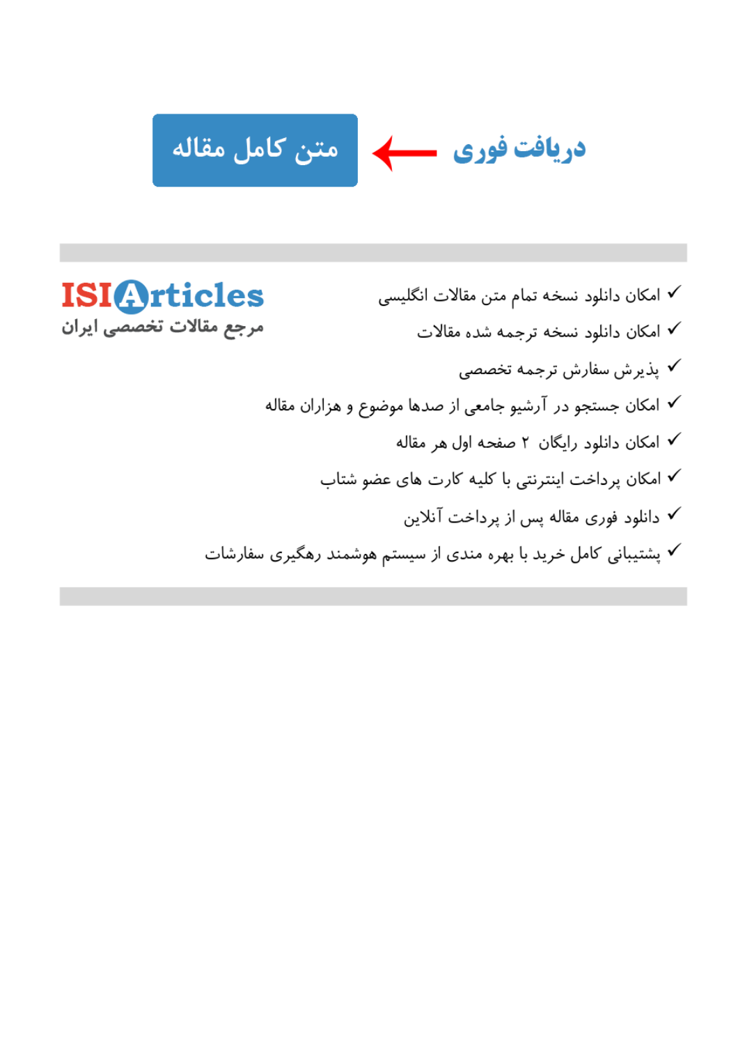دریافت فوری ← متن کامل مقاله

**ISIArticles**

مرجع مقالات تخصصی ایران

- ✓ امکان دانلود نسخه تمام متن مقالات انگلیسی
- ✓ امکان دانلود نسخه ترجمه شده مقالات
- ✓ پذیرش سفارش ترجمه تخصصی
- ✓ امکان جستجو در آرشیو جامعی از صدها موضوع و هزاران مقاله
- ✓ امکان دانلود رایگان ۲ صفحه اول هر مقاله
- ✓ امکان پرداخت اینترنتی با کلیه کارت های عضو شتاب
- ✓ دانلود فوری مقاله پس از پرداخت آنلاین
- ✓ پشتیبانی کامل خرید با بهره مندی از سیستم هوشمند رهگیری سفارشات